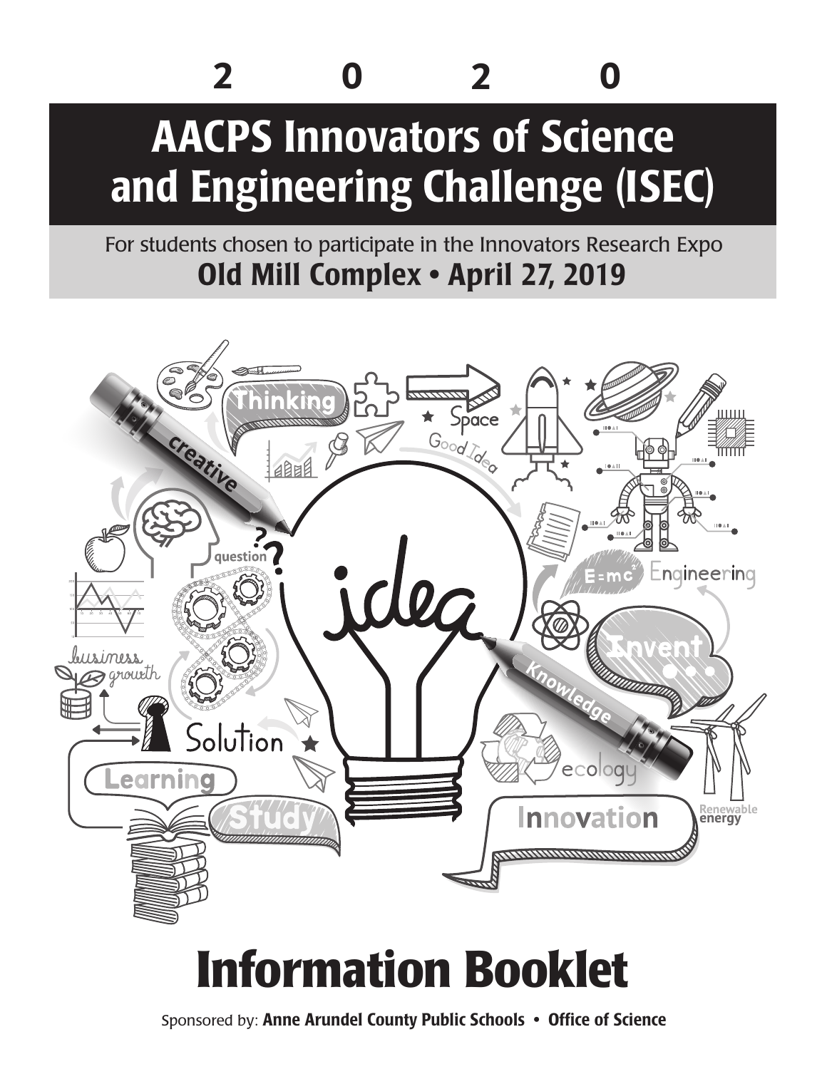# 2 0 2 0

# AACPS Innovators of Science and Engineering Challenge (ISEC)

For students chosen to participate in the Innovators Research Expo

**Old Mill Complex • April 27, 2019**

# Information Booklet

Sponsored by: **Anne Arundel County Public Schools • Office of Science**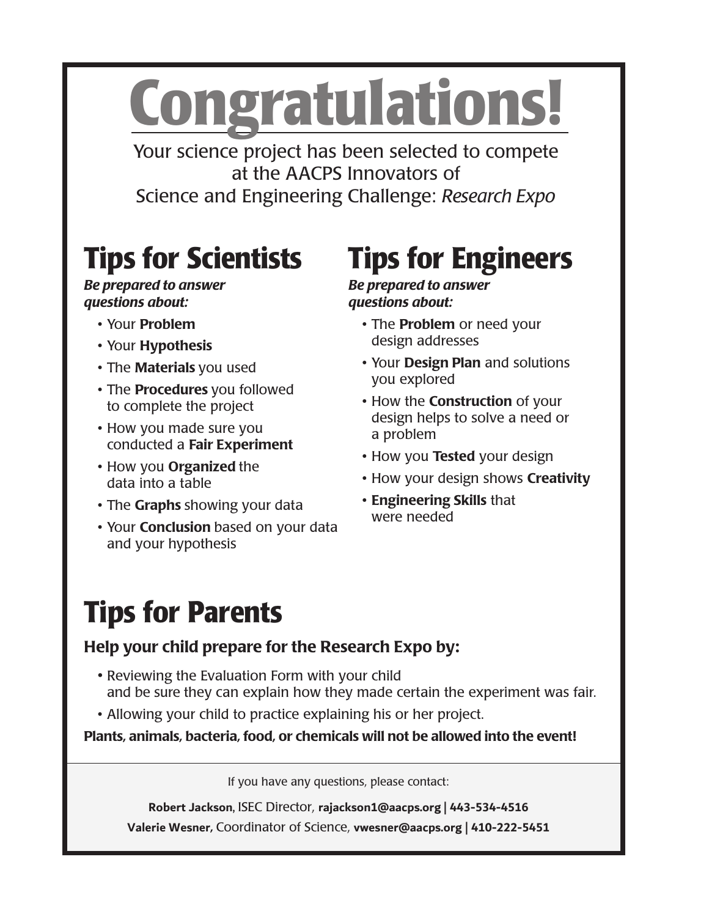# Congratulations!

Your science project has been selected to compete at the AACPS Innovators of Science and Engineering Challenge: *Research Expo*

## Tips for Scientists

***Be prepared to answer questions about:***

- Your **Problem**
- Your **Hypothesis**
- The **Materials** you used
- The **Procedures** you followed to complete the project
- How you made sure you conducted a **Fair Experiment**
- How you **Organized** the data into a table
- The **Graphs** showing your data
- Your **Conclusion** based on your data and your hypothesis

## Tips for Engineers

***Be prepared to answer questions about:***

- The **Problem** or need your design addresses
- Your **Design Plan** and solutions you explored
- How the **Construction** of your design helps to solve a need or a problem
- How you **Tested** your design
- How your design shows **Creativity**
- **Engineering Skills** that were needed

## Tips for Parents

**Help your child prepare for the Research Expo by:**

- Reviewing the Evaluation Form with your child and be sure they can explain how they made certain the experiment was fair.
- Allowing your child to practice explaining his or her project.

**Plants, animals, bacteria, food, or chemicals will not be allowed into the event!**

If you have any questions, please contact:

**Robert Jackson**, ISEC Director, **rajackson1@aacps.org | 443-534-4516**

**Valerie Wesner,** Coordinator of Science, **vwesner@aacps.org | 410-222-5451**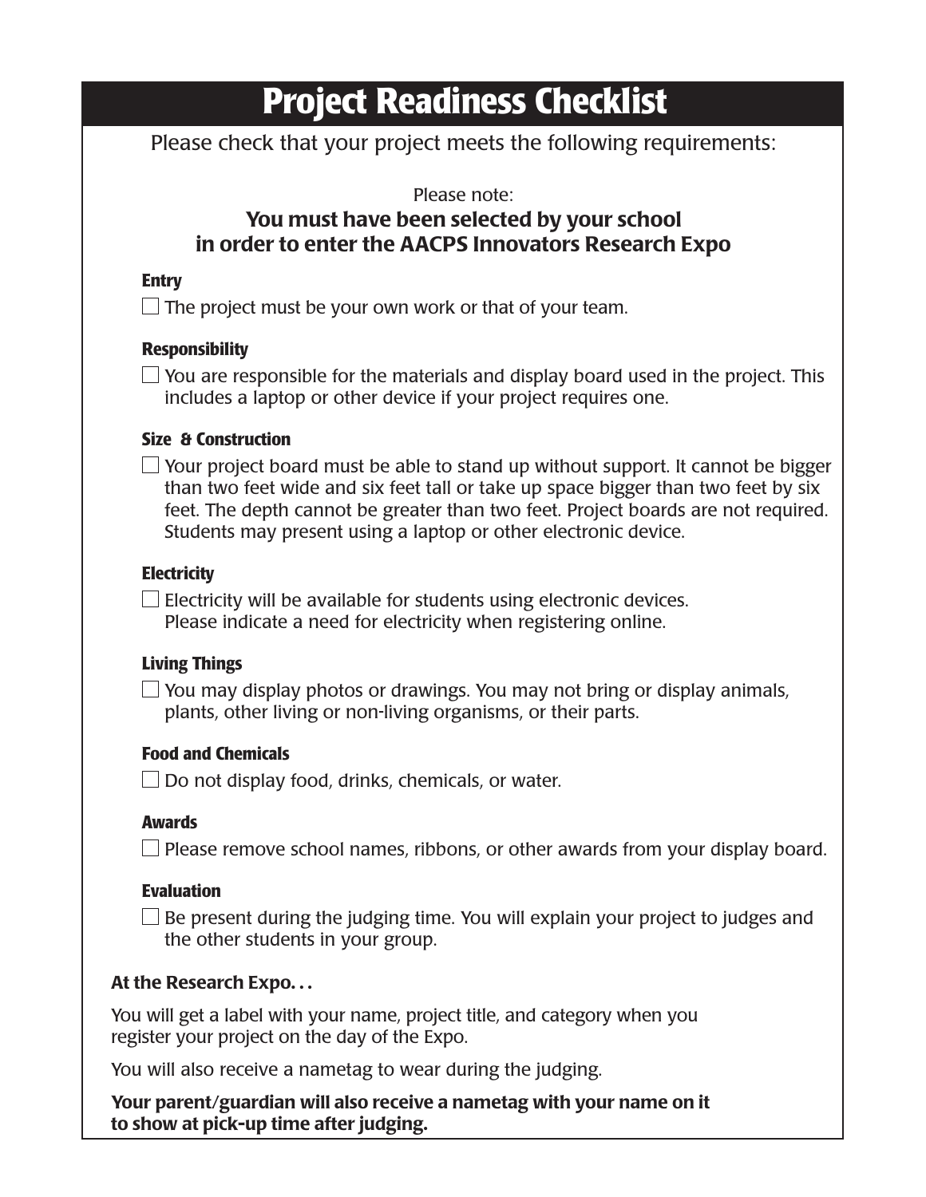# Project Readiness Checklist

Please check that your project meets the following requirements:

Please note:

**You must have been selected by your school in order to enter the AACPS Innovators Research Expo**

### Entry

- ☐ The project must be your own work or that of your team.

### Responsibility

- ☐ You are responsible for the materials and display board used in the project. This includes a laptop or other device if your project requires one.

### Size & Construction

- ☐ Your project board must be able to stand up without support. It cannot be bigger than two feet wide and six feet tall or take up space bigger than two feet by six feet. The depth cannot be greater than two feet. Project boards are not required. Students may present using a laptop or other electronic device.

### Electricity

- ☐ Electricity will be available for students using electronic devices. Please indicate a need for electricity when registering online.

### Living Things

- ☐ You may display photos or drawings. You may not bring or display animals, plants, other living or non-living organisms, or their parts.

### Food and Chemicals

- ☐ Do not display food, drinks, chemicals, or water.

### Awards

- ☐ Please remove school names, ribbons, or other awards from your display board.

### Evaluation

- ☐ Be present during the judging time. You will explain your project to judges and the other students in your group.

**At the Research Expo. . .**

You will get a label with your name, project title, and category when you register your project on the day of the Expo.

You will also receive a nametag to wear during the judging.

**Your parent/guardian will also receive a nametag with your name on it to show at pick-up time after judging.**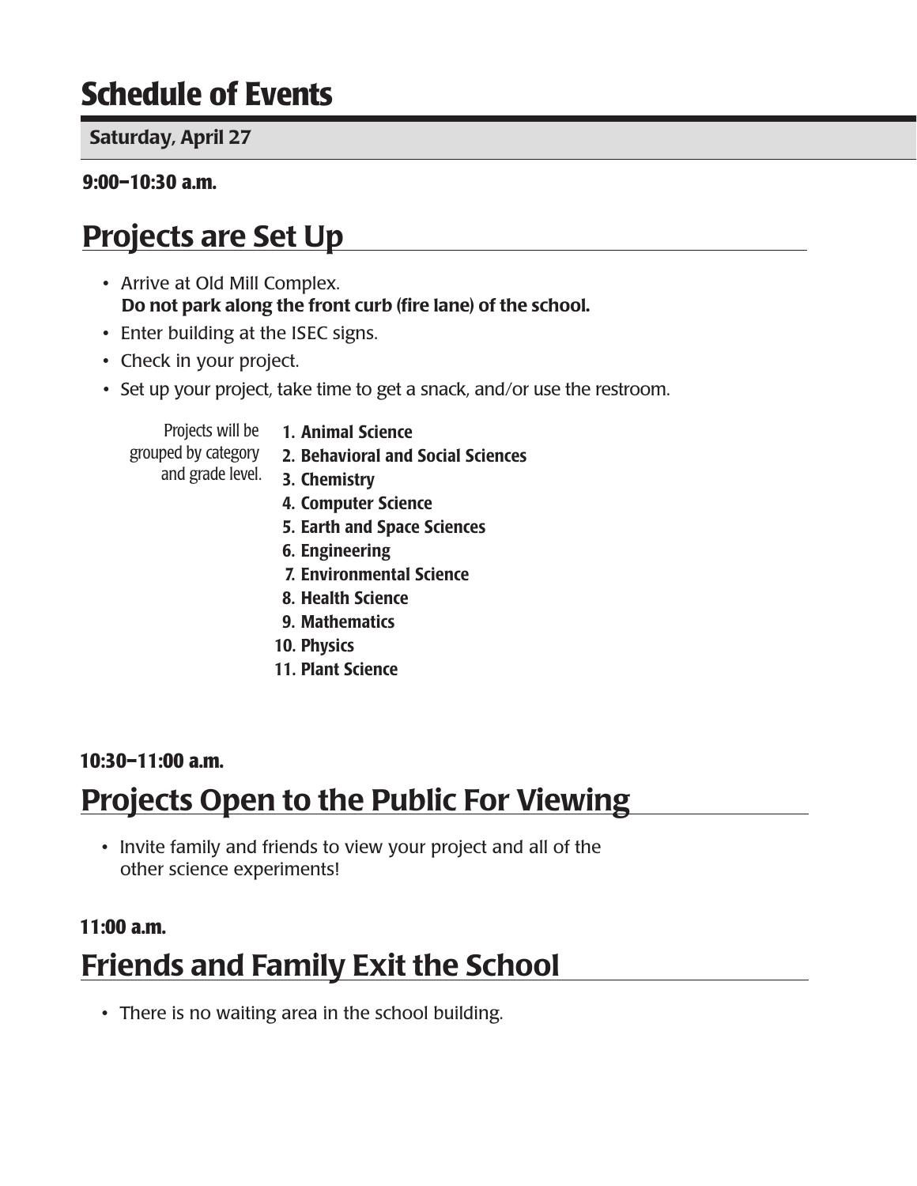# Schedule of Events

**Saturday, April 27**

**9:00–10:30 a.m.**

## Projects are Set Up

- Arrive at Old Mill Complex.
  **Do not park along the front curb (fire lane) of the school.**
- Enter building at the ISEC signs.
- Check in your project.
- Set up your project, take time to get a snack, and/or use the restroom.

Projects will be grouped by category and grade level.

1. **Animal Science**
2. **Behavioral and Social Sciences**
3. **Chemistry**
4. **Computer Science**
5. **Earth and Space Sciences**
6. **Engineering**
7. **Environmental Science**
8. **Health Science**
9. **Mathematics**
10. **Physics**
11. **Plant Science**

**10:30–11:00 a.m.**

## Projects Open to the Public For Viewing

- Invite family and friends to view your project and all of the other science experiments!

**11:00 a.m.**

## Friends and Family Exit the School

- There is no waiting area in the school building.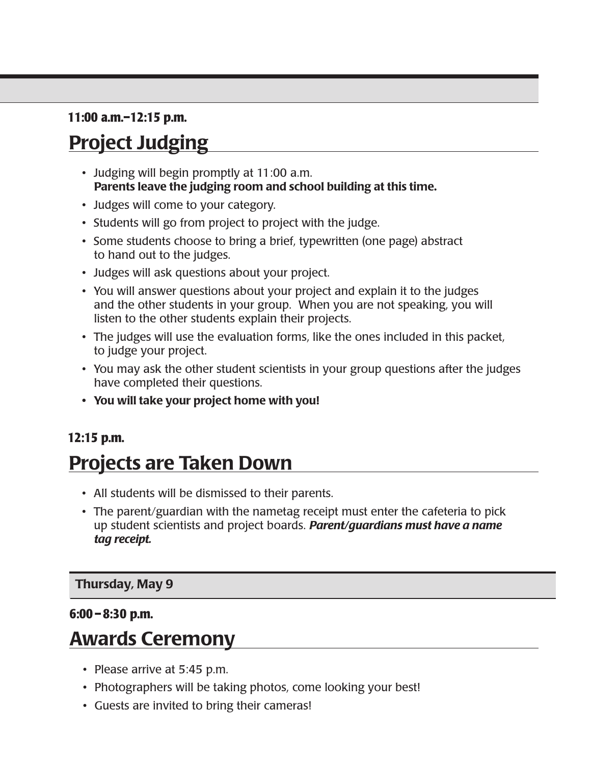11:00 a.m.–12:15 p.m.

## Project Judging

- Judging will begin promptly at 11:00 a.m. **Parents leave the judging room and school building at this time.**
- Judges will come to your category.
- Students will go from project to project with the judge.
- Some students choose to bring a brief, typewritten (one page) abstract to hand out to the judges.
- Judges will ask questions about your project.
- You will answer questions about your project and explain it to the judges and the other students in your group. When you are not speaking, you will listen to the other students explain their projects.
- The judges will use the evaluation forms, like the ones included in this packet, to judge your project.
- You may ask the other student scientists in your group questions after the judges have completed their questions.
- **You will take your project home with you!**

12:15 p.m.

## Projects are Taken Down

- All students will be dismissed to their parents.
- The parent/guardian with the nametag receipt must enter the cafeteria to pick up student scientists and project boards. ***Parent/guardians must have a name tag receipt.***

**Thursday, May 9**

6:00 – 8:30 p.m.

## Awards Ceremony

- Please arrive at 5:45 p.m.
- Photographers will be taking photos, come looking your best!
- Guests are invited to bring their cameras!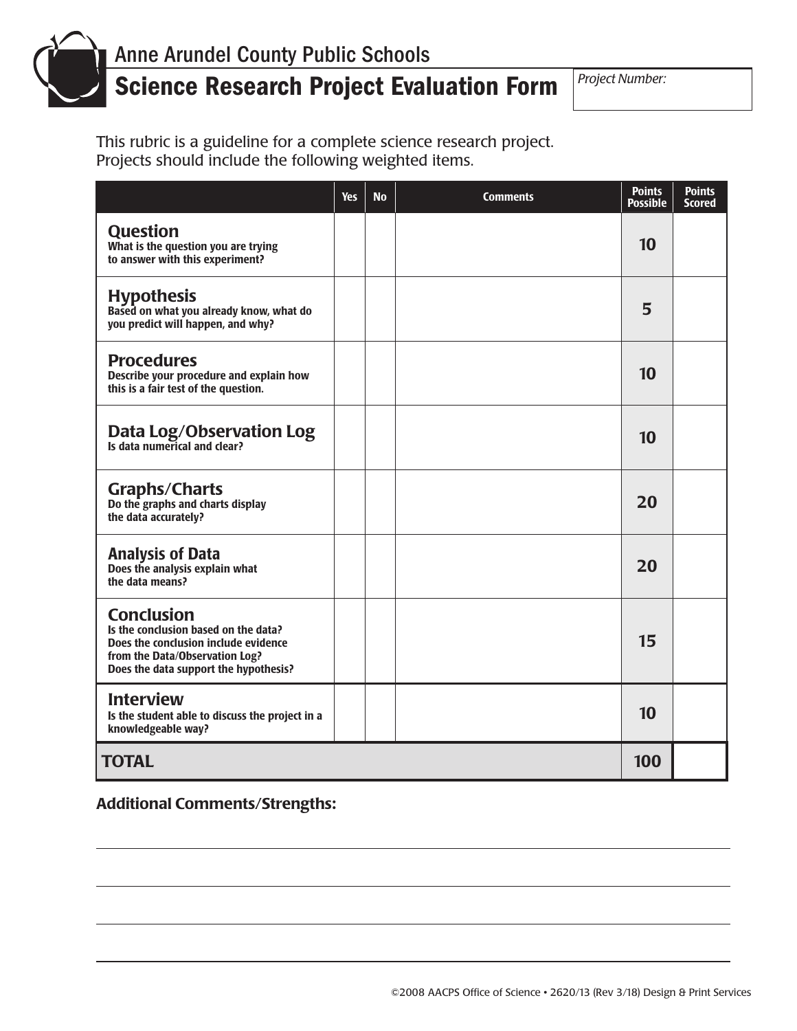Anne Arundel County Public Schools

# Science Research Project Evaluation Form

*Project Number:*

This rubric is a guideline for a complete science research project.
Projects should include the following weighted items.

| | Yes | No | Comments | Points Possible | Points Scored |
|---|---|---|---|---|---|
| **Question**<br>What is the question you are trying to answer with this experiment? | | | | 10 | |
| **Hypothesis**<br>Based on what you already know, what do you predict will happen, and why? | | | | 5 | |
| **Procedures**<br>Describe your procedure and explain how this is a fair test of the question. | | | | 10 | |
| **Data Log/Observation Log**<br>Is data numerical and clear? | | | | 10 | |
| **Graphs/Charts**<br>Do the graphs and charts display the data accurately? | | | | 20 | |
| **Analysis of Data**<br>Does the analysis explain what the data means? | | | | 20 | |
| **Conclusion**<br>Is the conclusion based on the data?<br>Does the conclusion include evidence from the Data/Observation Log?<br>Does the data support the hypothesis? | | | | 15 | |
| **Interview**<br>Is the student able to discuss the project in a knowledgeable way? | | | | 10 | |
| **TOTAL** | | | | 100 | |

**Additional Comments/Strengths:**

©2008 AACPS Office of Science • 2620/13 (Rev 3/18) Design & Print Services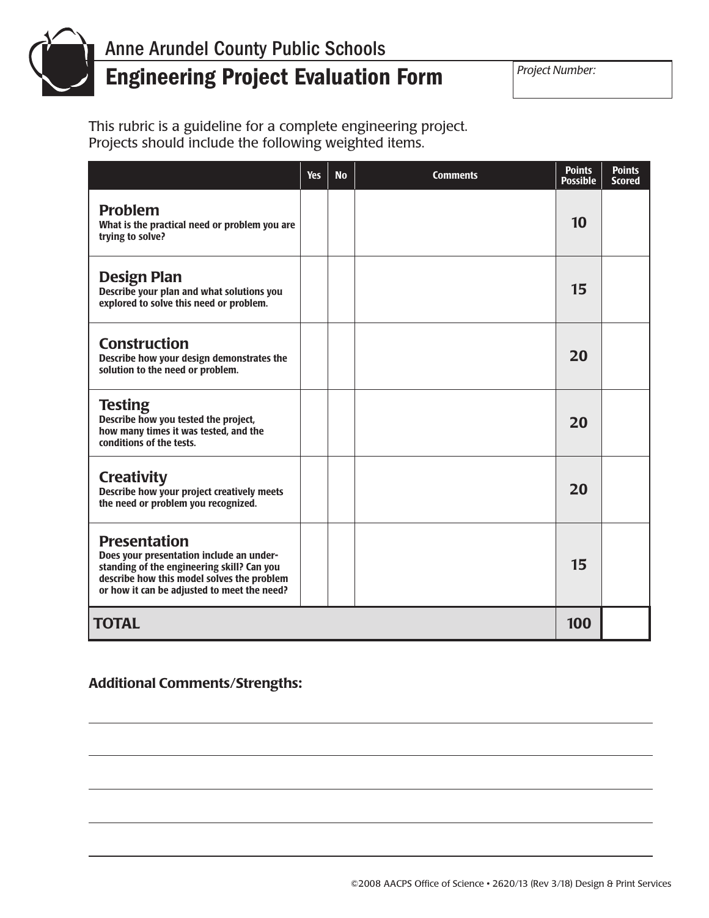Anne Arundel County Public Schools

# Engineering Project Evaluation Form

*Project Number:*

This rubric is a guideline for a complete engineering project.
Projects should include the following weighted items.

| | Yes | No | Comments | Points Possible | Points Scored |
|---|---|---|---|---|---|
| **Problem** What is the practical need or problem you are trying to solve? | | | | 10 | |
| **Design Plan** Describe your plan and what solutions you explored to solve this need or problem. | | | | 15 | |
| **Construction** Describe how your design demonstrates the solution to the need or problem. | | | | 20 | |
| **Testing** Describe how you tested the project, how many times it was tested, and the conditions of the tests. | | | | 20 | |
| **Creativity** Describe how your project creatively meets the need or problem you recognized. | | | | 20 | |
| **Presentation** Does your presentation include an understanding of the engineering skill? Can you describe how this model solves the problem or how it can be adjusted to meet the need? | | | | 15 | |
| **TOTAL** | | | | 100 | |

**Additional Comments/Strengths:**

©2008 AACPS Office of Science • 2620/13 (Rev 3/18) Design & Print Services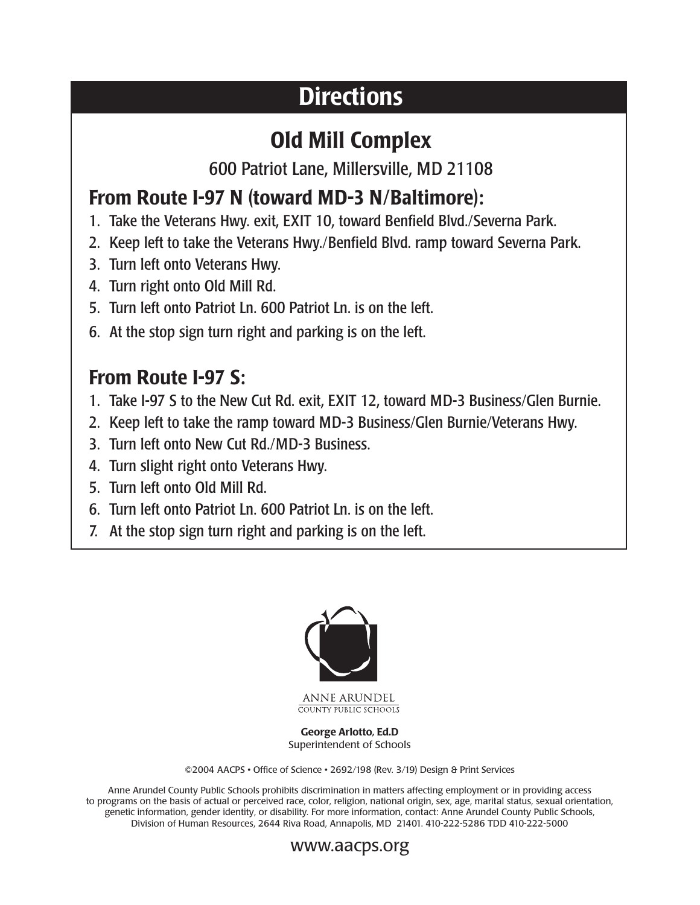# Directions

## Old Mill Complex

600 Patriot Lane, Millersville, MD 21108

### From Route I-97 N (toward MD-3 N/Baltimore):

1. Take the Veterans Hwy. exit, EXIT 10, toward Benfield Blvd./Severna Park.
2. Keep left to take the Veterans Hwy./Benfield Blvd. ramp toward Severna Park.
3. Turn left onto Veterans Hwy.
4. Turn right onto Old Mill Rd.
5. Turn left onto Patriot Ln. 600 Patriot Ln. is on the left.
6. At the stop sign turn right and parking is on the left.

### From Route I-97 S:

1. Take I-97 S to the New Cut Rd. exit, EXIT 12, toward MD-3 Business/Glen Burnie.
2. Keep left to take the ramp toward MD-3 Business/Glen Burnie/Veterans Hwy.
3. Turn left onto New Cut Rd./MD-3 Business.
4. Turn slight right onto Veterans Hwy.
5. Turn left onto Old Mill Rd.
6. Turn left onto Patriot Ln. 600 Patriot Ln. is on the left.
7. At the stop sign turn right and parking is on the left.

ANNE ARUNDEL
COUNTY PUBLIC SCHOOLS

**George Arlotto, Ed.D**
Superintendent of Schools

©2004 AACPS • Office of Science • 2692/198 (Rev. 3/19) Design & Print Services

Anne Arundel County Public Schools prohibits discrimination in matters affecting employment or in providing access to programs on the basis of actual or perceived race, color, religion, national origin, sex, age, marital status, sexual orientation, genetic information, gender identity, or disability. For more information, contact: Anne Arundel County Public Schools, Division of Human Resources, 2644 Riva Road, Annapolis, MD 21401. 410-222-5286 TDD 410-222-5000

www.aacps.org